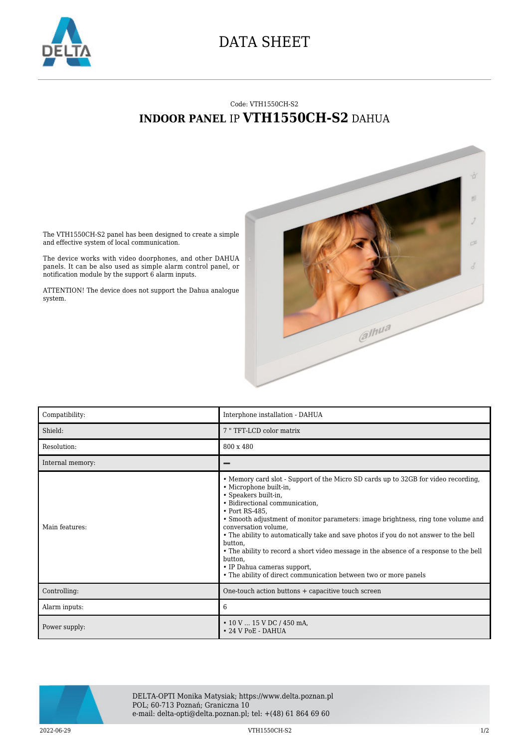# DATA SHEET

Code: VTH1550CH-S2

## **INDOOR PANEL** IP **VTH1550CH-S2** DAHUA

The VTH1550CH-S2 panel has been designed to create a simple and effective system of local communication.

The device works with video doorphones, and other DAHUA panels. It can be also used as simple alarm control panel, or notification module by the support 6 alarm inputs.

ATTENTION! The device does not support the Dahua analogue system.

| | |
|---|---|
| Compatibility: | Interphone installation - DAHUA |
| Shield: | 7 " TFT-LCD color matrix |
| Resolution: | 800 x 480 |
| Internal memory: | − |
| Main features: | • Memory card slot - Support of the Micro SD cards up to 32GB for video recording,<br>• Microphone built-in,<br>• Speakers built-in,<br>• Bidirectional communication,<br>• Port RS-485,<br>• Smooth adjustment of monitor parameters: image brightness, ring tone volume and conversation volume,<br>• The ability to automatically take and save photos if you do not answer to the bell button,<br>• The ability to record a short video message in the absence of a response to the bell button,<br>• IP Dahua cameras support,<br>• The ability of direct communication between two or more panels |
| Controlling: | One-touch action buttons + capacitive touch screen |
| Alarm inputs: | 6 |
| Power supply: | • 10 V ... 15 V DC / 450 mA,<br>• 24 V PoE - DAHUA |

DELTA-OPTI Monika Matysiak; https://www.delta.poznan.pl
POL; 60-713 Poznań; Graniczna 10
e-mail: delta-opti@delta.poznan.pl; tel: +(48) 61 864 69 60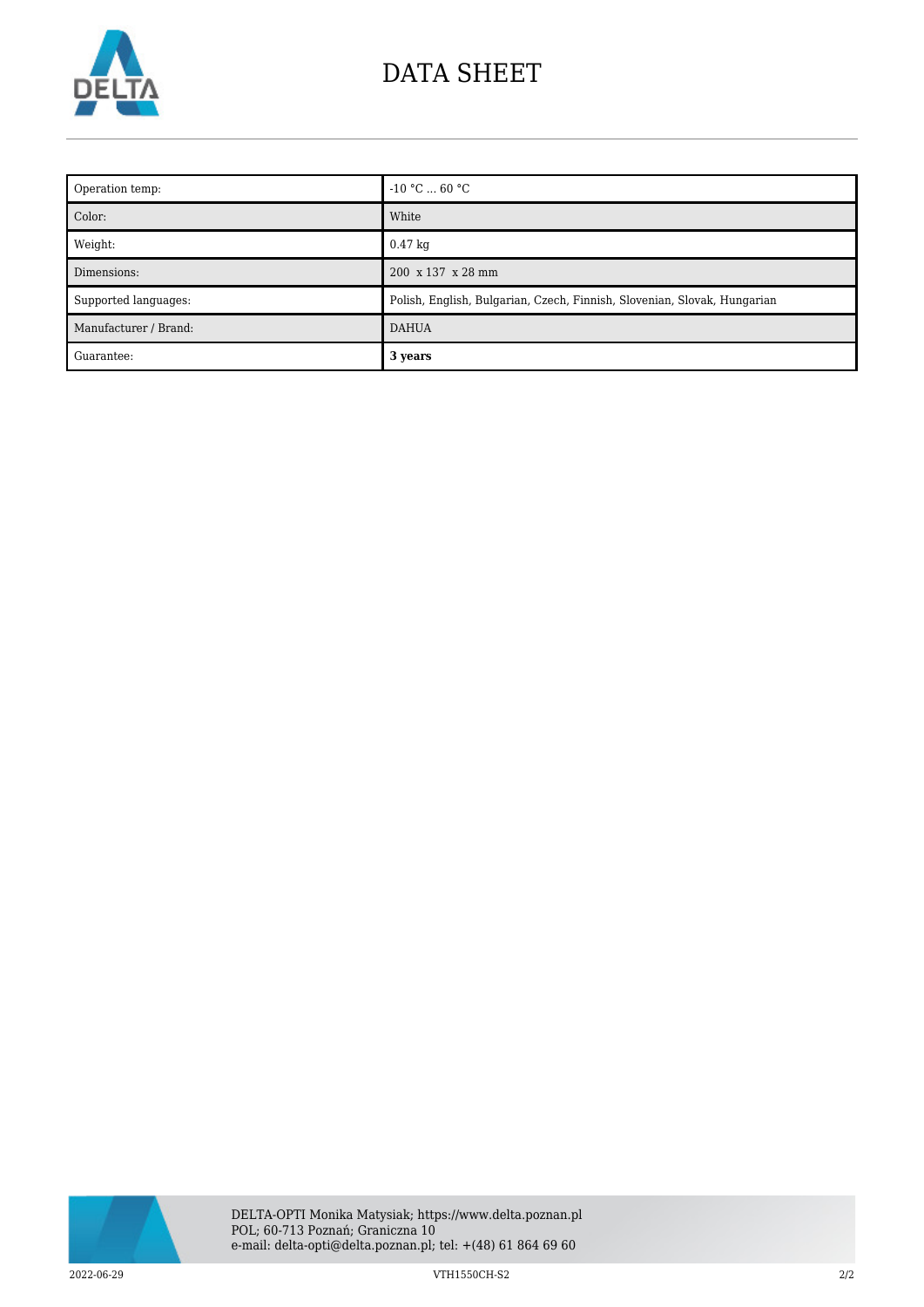# DATA SHEET

| | |
|---|---|
| Operation temp: | -10 °C ... 60 °C |
| Color: | White |
| Weight: | 0.47 kg |
| Dimensions: | 200 x 137 x 28 mm |
| Supported languages: | Polish, English, Bulgarian, Czech, Finnish, Slovenian, Slovak, Hungarian |
| Manufacturer / Brand: | DAHUA |
| Guarantee: | **3 years** |

DELTA-OPTI Monika Matysiak; https://www.delta.poznan.pl
POL; 60-713 Poznań; Graniczna 10
e-mail: delta-opti@delta.poznan.pl; tel: +(48) 61 864 69 60

2022-06-29 VTH1550CH-S2